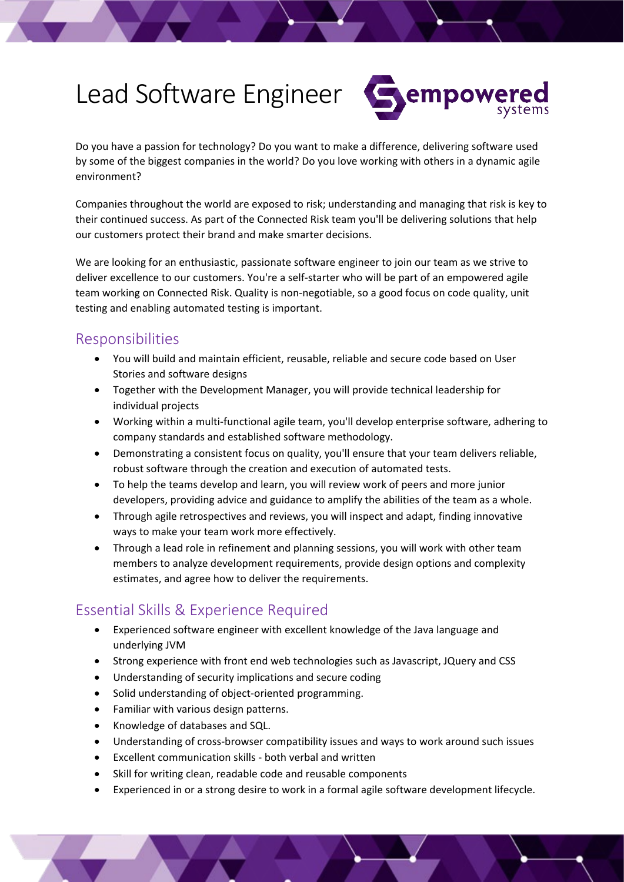# Lead Software Engineer

Do you have a passion for technology? Do you want to make a difference, delivering software used by some of the biggest companies in the world? Do you love working with others in a dynamic agile environment?

Companies throughout the world are exposed to risk; understanding and managing that risk is key to their continued success. As part of the Connected Risk team you'll be delivering solutions that help our customers protect their brand and make smarter decisions.

We are looking for an enthusiastic, passionate software engineer to join our team as we strive to deliver excellence to our customers. You're a self-starter who will be part of an empowered agile team working on Connected Risk. Quality is non-negotiable, so a good focus on code quality, unit testing and enabling automated testing is important.

## Responsibilities

- You will build and maintain efficient, reusable, reliable and secure code based on User Stories and software designs
- Together with the Development Manager, you will provide technical leadership for individual projects
- Working within a multi-functional agile team, you'll develop enterprise software, adhering to company standards and established software methodology.
- Demonstrating a consistent focus on quality, you'll ensure that your team delivers reliable, robust software through the creation and execution of automated tests.
- To help the teams develop and learn, you will review work of peers and more junior developers, providing advice and guidance to amplify the abilities of the team as a whole.
- Through agile retrospectives and reviews, you will inspect and adapt, finding innovative ways to make your team work more effectively.
- Through a lead role in refinement and planning sessions, you will work with other team members to analyze development requirements, provide design options and complexity estimates, and agree how to deliver the requirements.

## Essential Skills & Experience Required

- Experienced software engineer with excellent knowledge of the Java language and underlying JVM
- Strong experience with front end web technologies such as Javascript, JQuery and CSS
- Understanding of security implications and secure coding
- Solid understanding of object-oriented programming.
- Familiar with various design patterns.
- Knowledge of databases and SQL.
- Understanding of cross-browser compatibility issues and ways to work around such issues
- Excellent communication skills - both verbal and written
- Skill for writing clean, readable code and reusable components
- Experienced in or a strong desire to work in a formal agile software development lifecycle.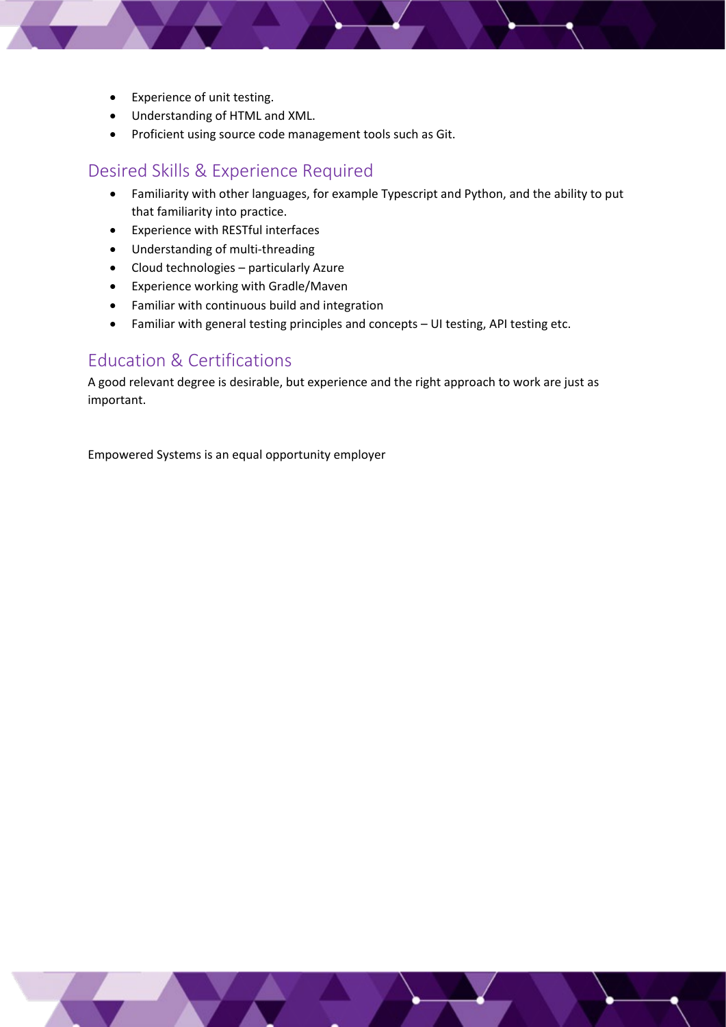- Experience of unit testing.
- Understanding of HTML and XML.
- Proficient using source code management tools such as Git.

## Desired Skills & Experience Required

- Familiarity with other languages, for example Typescript and Python, and the ability to put that familiarity into practice.
- Experience with RESTful interfaces
- Understanding of multi-threading
- Cloud technologies – particularly Azure
- Experience working with Gradle/Maven
- Familiar with continuous build and integration
- Familiar with general testing principles and concepts – UI testing, API testing etc.

## Education & Certifications

A good relevant degree is desirable, but experience and the right approach to work are just as important.

Empowered Systems is an equal opportunity employer